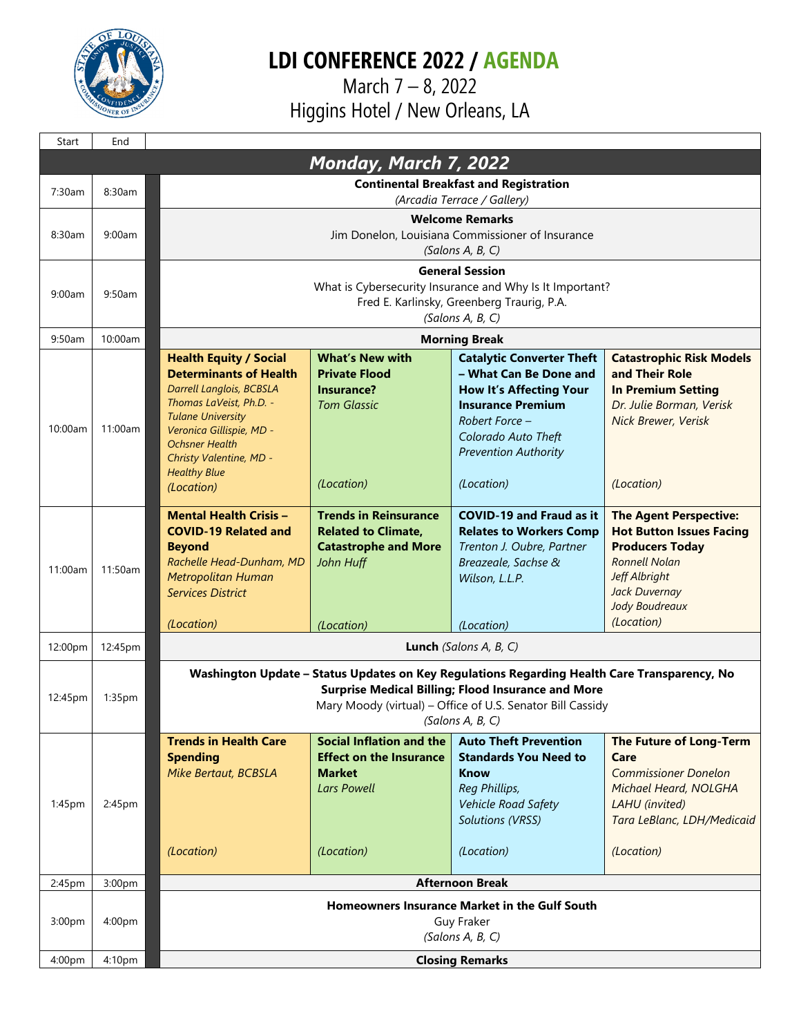# LDI CONFERENCE 2022 / AGENDA

March 7 – 8, 2022

Higgins Hotel / New Orleans, LA

| Start | End | | | | |
|---|---|---|---|---|---|
| **Monday, March 7, 2022** | | | | | |
| 7:30am | 8:30am | **Continental Breakfast and Registration** *(Arcadia Terrace / Gallery)* | | | |
| 8:30am | 9:00am | **Welcome Remarks** Jim Donelon, Louisiana Commissioner of Insurance *(Salons A, B, C)* | | | |
| 9:00am | 9:50am | **General Session** What is Cybersecurity Insurance and Why Is It Important? Fred E. Karlinsky, Greenberg Traurig, P.A. *(Salons A, B, C)* | | | |
| 9:50am | 10:00am | **Morning Break** | | | |
| 10:00am | 11:00am | **Health Equity / Social Determinants of Health** *Darrell Langlois, BCBSLA* *Thomas LaVeist, Ph.D. - Tulane University* *Veronica Gillispie, MD - Ochsner Health* *Christy Valentine, MD - Healthy Blue* *(Location)* | **What's New with Private Flood Insurance?** *Tom Glassic* *(Location)* | **Catalytic Converter Theft – What Can Be Done and How It's Affecting Your Insurance Premium** *Robert Force – Colorado Auto Theft Prevention Authority* *(Location)* | **Catastrophic Risk Models and Their Role In Premium Setting** *Dr. Julie Borman, Verisk* *Nick Brewer, Verisk* *(Location)* |
| 11:00am | 11:50am | **Mental Health Crisis – COVID-19 Related and Beyond** *Rachelle Head-Dunham, MD Metropolitan Human Services District* *(Location)* | **Trends in Reinsurance Related to Climate, Catastrophe and More** *John Huff* *(Location)* | **COVID-19 and Fraud as it Relates to Workers Comp** *Trenton J. Oubre, Partner Breazeale, Sachse & Wilson, L.L.P.* *(Location)* | **The Agent Perspective: Hot Button Issues Facing Producers Today** *Ronnell Nolan* *Jeff Albright* *Jack Duvernay* *Jody Boudreaux* *(Location)* |
| 12:00pm | 12:45pm | **Lunch** *(Salons A, B, C)* | | | |
| 12:45pm | 1:35pm | **Washington Update – Status Updates on Key Regulations Regarding Health Care Transparency, No Surprise Medical Billing; Flood Insurance and More** Mary Moody (virtual) – Office of U.S. Senator Bill Cassidy *(Salons A, B, C)* | | | |
| 1:45pm | 2:45pm | **Trends in Health Care Spending** *Mike Bertaut, BCBSLA* *(Location)* | **Social Inflation and the Effect on the Insurance Market** *Lars Powell* *(Location)* | **Auto Theft Prevention Standards You Need to Know** *Reg Phillips, Vehicle Road Safety Solutions (VRSS)* *(Location)* | **The Future of Long-Term Care** *Commissioner Donelon* *Michael Heard, NOLGHA* *LAHU (invited)* *Tara LeBlanc, LDH/Medicaid* *(Location)* |
| 2:45pm | 3:00pm | **Afternoon Break** | | | |
| 3:00pm | 4:00pm | **Homeowners Insurance Market in the Gulf South** Guy Fraker *(Salons A, B, C)* | | | |
| 4:00pm | 4:10pm | **Closing Remarks** | | | |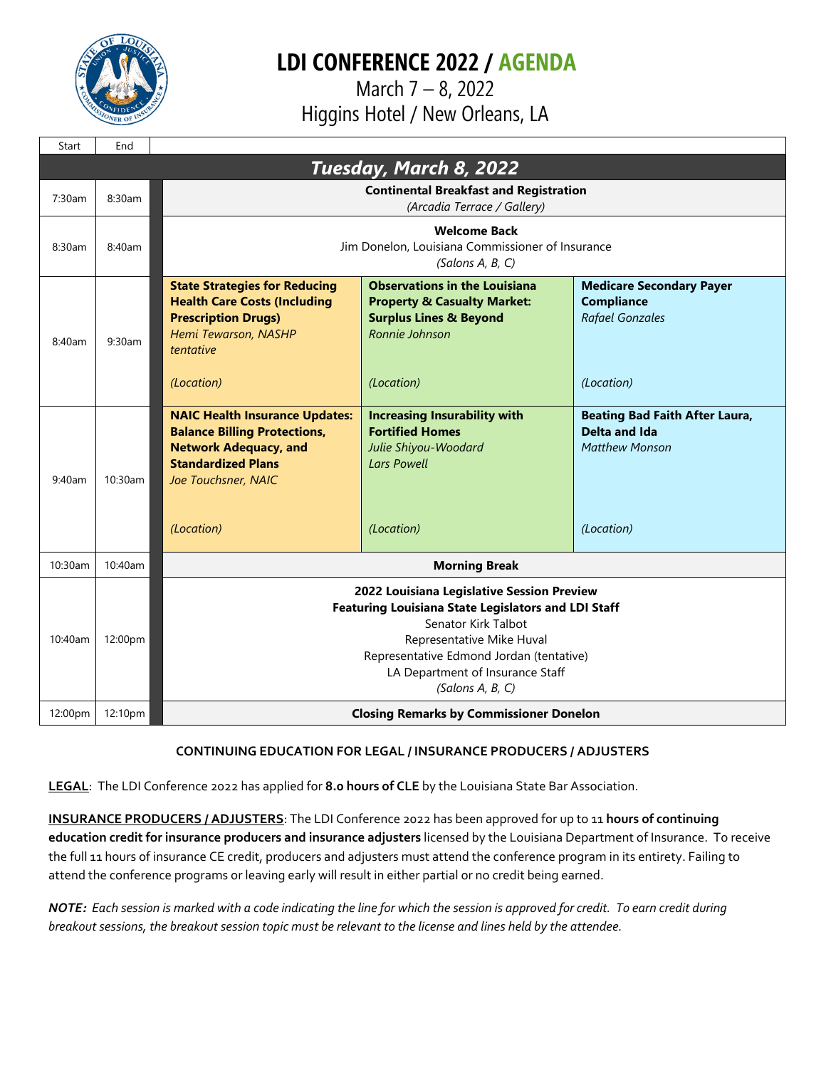# LDI CONFERENCE 2022 / AGENDA

March 7 – 8, 2022

Higgins Hotel / New Orleans, LA

| Start | End | | | |
|---|---|---|---|---|
| **Tuesday, March 8, 2022** | | | | |
| 7:30am | 8:30am | **Continental Breakfast and Registration** *(Arcadia Terrace / Gallery)* | | |
| 8:30am | 8:40am | **Welcome Back** Jim Donelon, Louisiana Commissioner of Insurance *(Salons A, B, C)* | | |
| 8:40am | 9:30am | **State Strategies for Reducing Health Care Costs (Including Prescription Drugs)** *Hemi Tewarson, NASHP* *tentative* *(Location)* | **Observations in the Louisiana Property & Casualty Market: Surplus Lines & Beyond** *Ronnie Johnson* *(Location)* | **Medicare Secondary Payer Compliance** *Rafael Gonzales* *(Location)* |
| 9:40am | 10:30am | **NAIC Health Insurance Updates: Balance Billing Protections, Network Adequacy, and Standardized Plans** *Joe Touchsner, NAIC* *(Location)* | **Increasing Insurability with Fortified Homes** *Julie Shiyou-Woodard* *Lars Powell* *(Location)* | **Beating Bad Faith After Laura, Delta and Ida** *Matthew Monson* *(Location)* |
| 10:30am | 10:40am | **Morning Break** | | |
| 10:40am | 12:00pm | **2022 Louisiana Legislative Session Preview** **Featuring Louisiana State Legislators and LDI Staff** Senator Kirk Talbot Representative Mike Huval Representative Edmond Jordan (tentative) LA Department of Insurance Staff *(Salons A, B, C)* | | |
| 12:00pm | 12:10pm | **Closing Remarks by Commissioner Donelon** | | |

**CONTINUING EDUCATION FOR LEGAL / INSURANCE PRODUCERS / ADJUSTERS**

**LEGAL**: The LDI Conference 2022 has applied for **8.0 hours of CLE** by the Louisiana State Bar Association.

**INSURANCE PRODUCERS / ADJUSTERS**: The LDI Conference 2022 has been approved for up to 11 **hours of continuing education credit for insurance producers and insurance adjusters** licensed by the Louisiana Department of Insurance. To receive the full 11 hours of insurance CE credit, producers and adjusters must attend the conference program in its entirety. Failing to attend the conference programs or leaving early will result in either partial or no credit being earned.

***NOTE:*** *Each session is marked with a code indicating the line for which the session is approved for credit. To earn credit during breakout sessions, the breakout session topic must be relevant to the license and lines held by the attendee.*